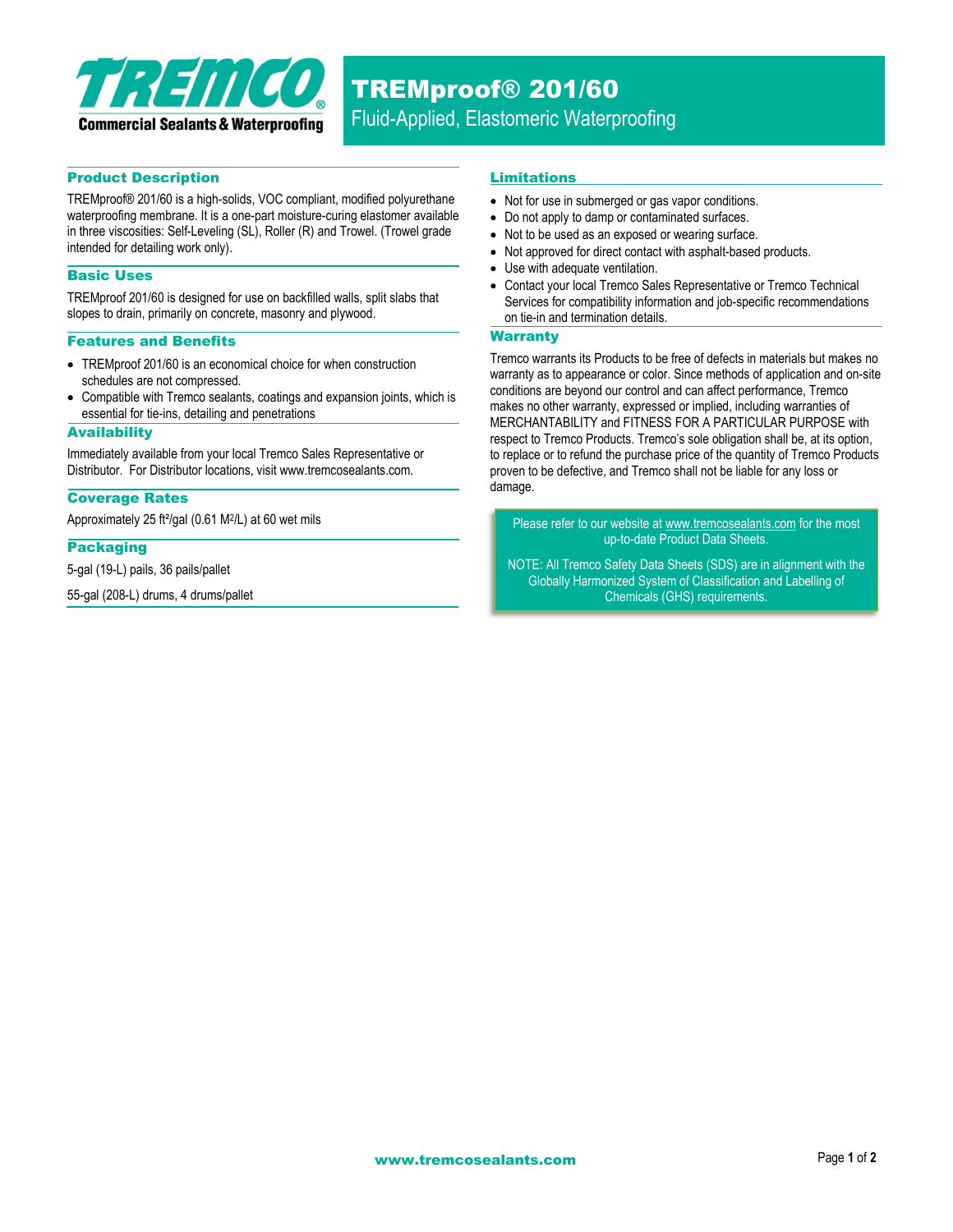TREMCO

Commercial Sealants & Waterproofing

# TREMproof® 201/60

Fluid-Applied, Elastomeric Waterproofing

## Product Description

TREMproof® 201/60 is a high-solids, VOC compliant, modified polyurethane waterproofing membrane. It is a one-part moisture-curing elastomer available in three viscosities: Self-Leveling (SL), Roller (R) and Trowel. (Trowel grade intended for detailing work only).

## Basic Uses

TREMproof 201/60 is designed for use on backfilled walls, split slabs that slopes to drain, primarily on concrete, masonry and plywood.

## Features and Benefits

- TREMproof 201/60 is an economical choice for when construction schedules are not compressed.
- Compatible with Tremco sealants, coatings and expansion joints, which is essential for tie-ins, detailing and penetrations

## Availability

Immediately available from your local Tremco Sales Representative or Distributor. For Distributor locations, visit www.tremcosealants.com.

## Coverage Rates

Approximately 25 ft²/gal (0.61 M²/L) at 60 wet mils

## Packaging

5-gal (19-L) pails, 36 pails/pallet

55-gal (208-L) drums, 4 drums/pallet

## Limitations

- Not for use in submerged or gas vapor conditions.
- Do not apply to damp or contaminated surfaces.
- Not to be used as an exposed or wearing surface.
- Not approved for direct contact with asphalt-based products.
- Use with adequate ventilation.
- Contact your local Tremco Sales Representative or Tremco Technical Services for compatibility information and job-specific recommendations on tie-in and termination details.

## Warranty

Tremco warrants its Products to be free of defects in materials but makes no warranty as to appearance or color. Since methods of application and on-site conditions are beyond our control and can affect performance, Tremco makes no other warranty, expressed or implied, including warranties of MERCHANTABILITY and FITNESS FOR A PARTICULAR PURPOSE with respect to Tremco Products. Tremco's sole obligation shall be, at its option, to replace or to refund the purchase price of the quantity of Tremco Products proven to be defective, and Tremco shall not be liable for any loss or damage.

Please refer to our website at www.tremcosealants.com for the most up-to-date Product Data Sheets.

NOTE: All Tremco Safety Data Sheets (SDS) are in alignment with the Globally Harmonized System of Classification and Labelling of Chemicals (GHS) requirements.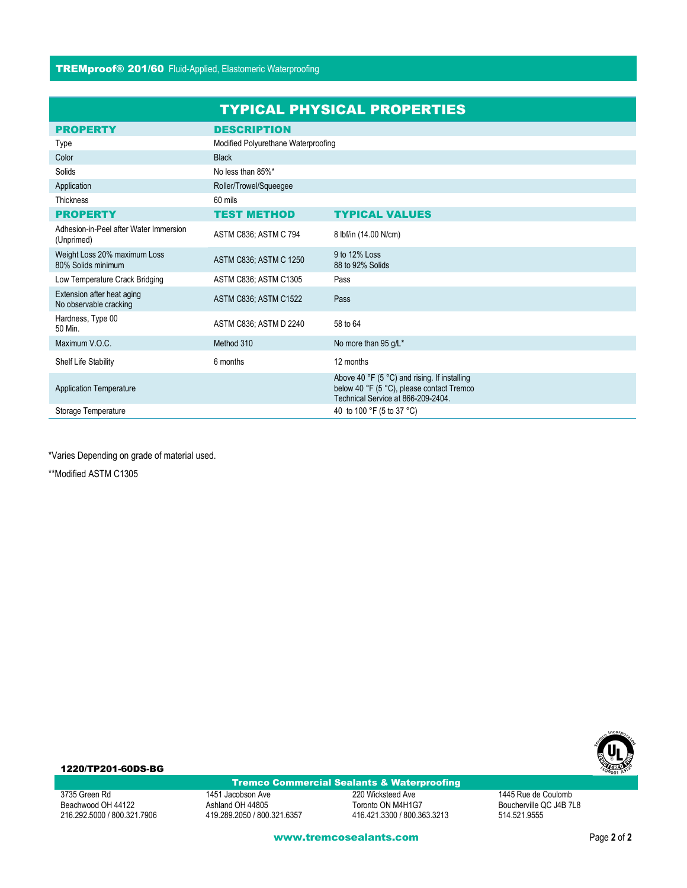## TYPICAL PHYSICAL PROPERTIES

| PROPERTY | DESCRIPTION | |
|---|---|---|
| Type | Modified Polyurethane Waterproofing | |
| Color | Black | |
| Solids | No less than 85%* | |
| Application | Roller/Trowel/Squeegee | |
| Thickness | 60 mils | |
| **PROPERTY** | **TEST METHOD** | **TYPICAL VALUES** |
| Adhesion-in-Peel after Water Immersion (Unprimed) | ASTM C836; ASTM C 794 | 8 lbf/in (14.00 N/cm) |
| Weight Loss 20% maximum Loss 80% Solids minimum | ASTM C836; ASTM C 1250 | 9 to 12% Loss 88 to 92% Solids |
| Low Temperature Crack Bridging | ASTM C836; ASTM C1305 | Pass |
| Extension after heat aging No observable cracking | ASTM C836; ASTM C1522 | Pass |
| Hardness, Type 00 50 Min. | ASTM C836; ASTM D 2240 | 58 to 64 |
| Maximum V.O.C. | Method 310 | No more than 95 g/L* |
| Shelf Life Stability | 6 months | 12 months |
| Application Temperature | | Above 40 °F (5 °C) and rising. If installing below 40 °F (5 °C), please contact Tremco Technical Service at 866-209-2404. |
| Storage Temperature | | 40 to 100 °F (5 to 37 °C) |

*Varies Depending on grade of material used.

**Modified ASTM C1305

1220/TP201-60DS-BG

**Tremco Commercial Sealants & Waterproofing**

3735 Green Rd
Beachwood OH 44122
216.292.5000 / 800.321.7906

1451 Jacobson Ave
Ashland OH 44805
419.289.2050 / 800.321.6357

220 Wicksteed Ave
Toronto ON M4H1G7
416.421.3300 / 800.363.3213

1445 Rue de Coulomb
Boucherville QC J4B 7L8
514.521.9555

www.tremcosealants.com